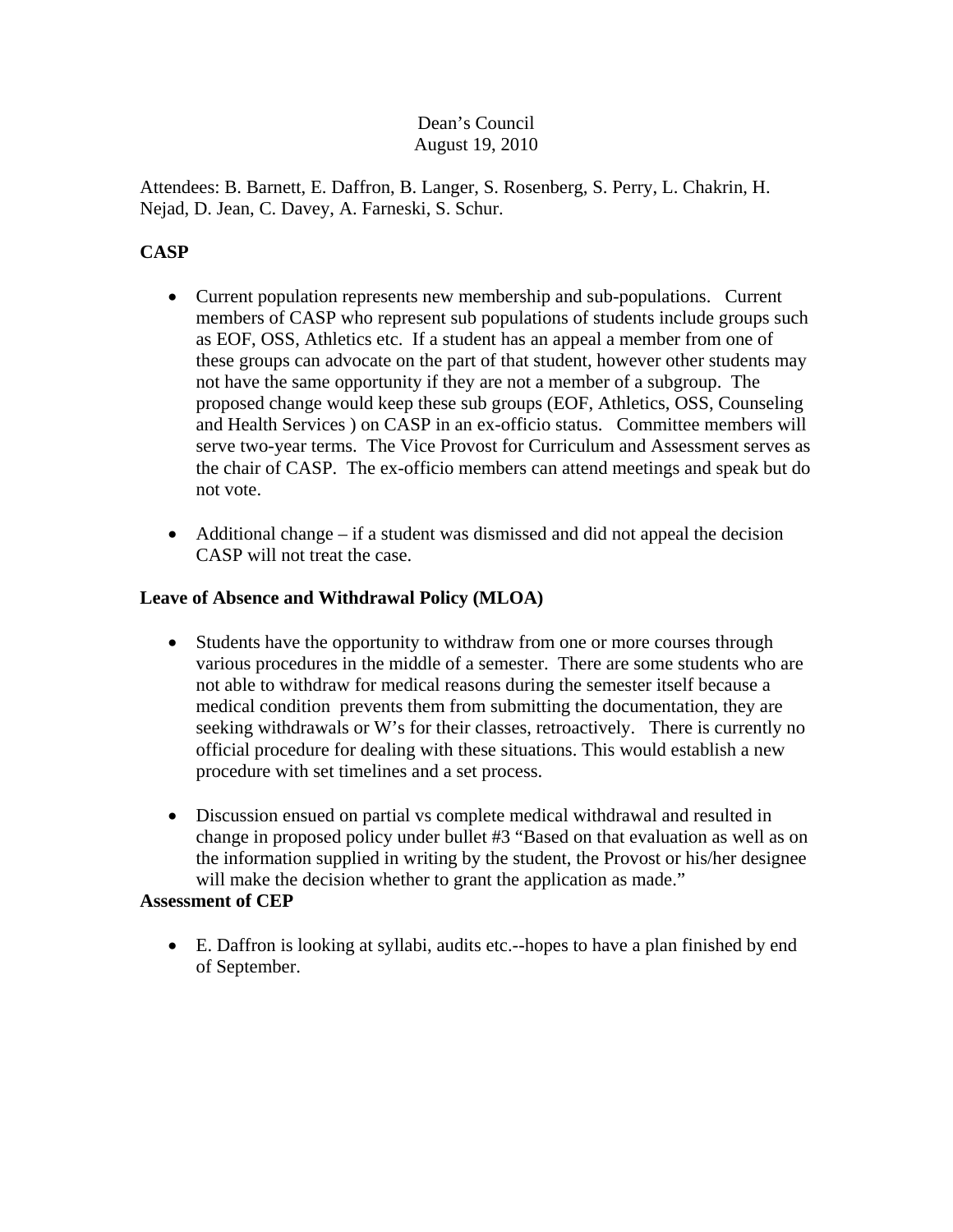Dean's Council
August 19, 2010

Attendees: B. Barnett, E. Daffron, B. Langer, S. Rosenberg, S. Perry, L. Chakrin, H. Nejad, D. Jean, C. Davey, A. Farneski, S. Schur.

**CASP**

- Current population represents new membership and sub-populations. Current members of CASP who represent sub populations of students include groups such as EOF, OSS, Athletics etc. If a student has an appeal a member from one of these groups can advocate on the part of that student, however other students may not have the same opportunity if they are not a member of a subgroup. The proposed change would keep these sub groups (EOF, Athletics, OSS, Counseling and Health Services ) on CASP in an ex-officio status. Committee members will serve two-year terms. The Vice Provost for Curriculum and Assessment serves as the chair of CASP. The ex-officio members can attend meetings and speak but do not vote.

- Additional change – if a student was dismissed and did not appeal the decision CASP will not treat the case.

**Leave of Absence and Withdrawal Policy (MLOA)**

- Students have the opportunity to withdraw from one or more courses through various procedures in the middle of a semester. There are some students who are not able to withdraw for medical reasons during the semester itself because a medical condition prevents them from submitting the documentation, they are seeking withdrawals or W's for their classes, retroactively. There is currently no official procedure for dealing with these situations. This would establish a new procedure with set timelines and a set process.

- Discussion ensued on partial vs complete medical withdrawal and resulted in change in proposed policy under bullet #3 "Based on that evaluation as well as on the information supplied in writing by the student, the Provost or his/her designee will make the decision whether to grant the application as made."

**Assessment of CEP**

- E. Daffron is looking at syllabi, audits etc.--hopes to have a plan finished by end of September.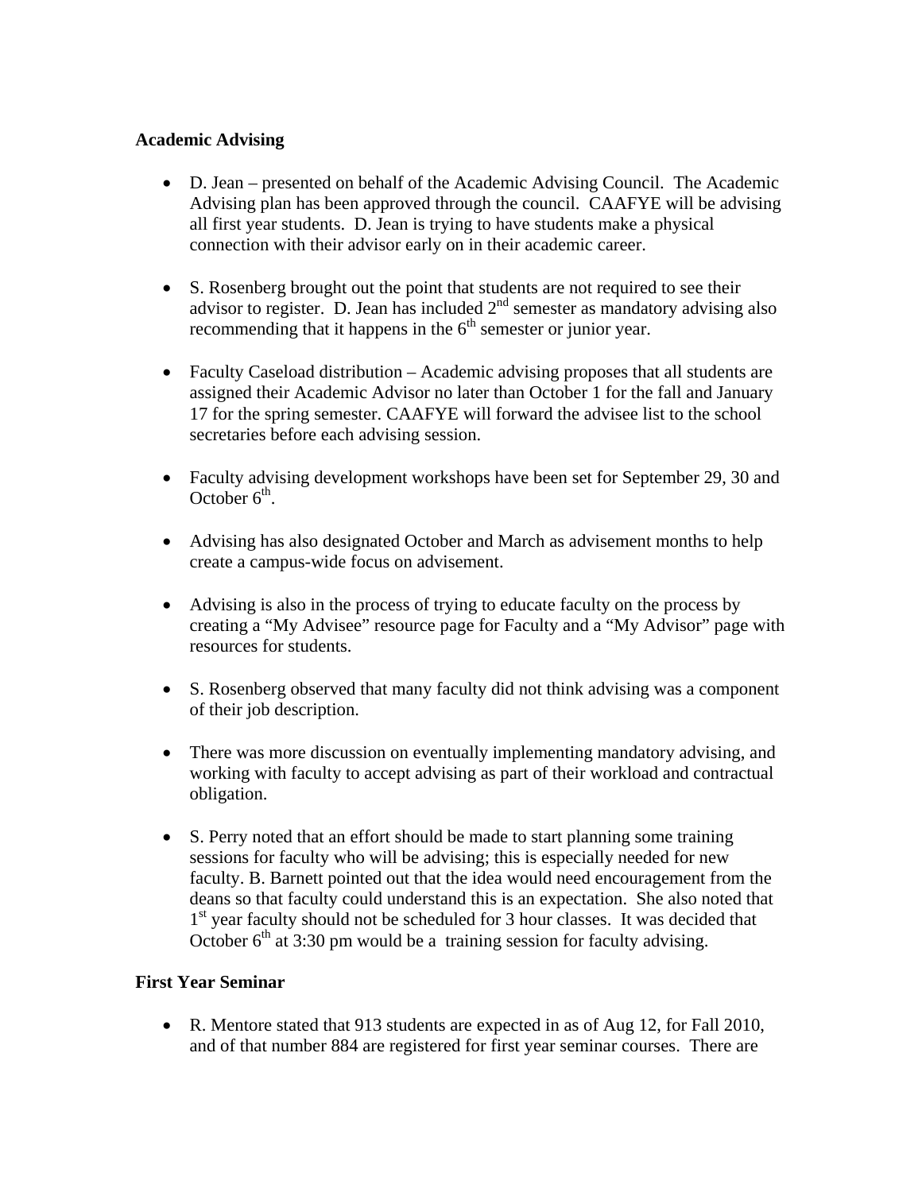**Academic Advising**

- D. Jean – presented on behalf of the Academic Advising Council. The Academic Advising plan has been approved through the council. CAAFYE will be advising all first year students. D. Jean is trying to have students make a physical connection with their advisor early on in their academic career.

- S. Rosenberg brought out the point that students are not required to see their advisor to register. D. Jean has included 2nd semester as mandatory advising also recommending that it happens in the 6th semester or junior year.

- Faculty Caseload distribution – Academic advising proposes that all students are assigned their Academic Advisor no later than October 1 for the fall and January 17 for the spring semester. CAAFYE will forward the advisee list to the school secretaries before each advising session.

- Faculty advising development workshops have been set for September 29, 30 and October 6th.

- Advising has also designated October and March as advisement months to help create a campus-wide focus on advisement.

- Advising is also in the process of trying to educate faculty on the process by creating a "My Advisee" resource page for Faculty and a "My Advisor" page with resources for students.

- S. Rosenberg observed that many faculty did not think advising was a component of their job description.

- There was more discussion on eventually implementing mandatory advising, and working with faculty to accept advising as part of their workload and contractual obligation.

- S. Perry noted that an effort should be made to start planning some training sessions for faculty who will be advising; this is especially needed for new faculty. B. Barnett pointed out that the idea would need encouragement from the deans so that faculty could understand this is an expectation. She also noted that 1st year faculty should not be scheduled for 3 hour classes. It was decided that October 6th at 3:30 pm would be a training session for faculty advising.

**First Year Seminar**

- R. Mentore stated that 913 students are expected in as of Aug 12, for Fall 2010, and of that number 884 are registered for first year seminar courses. There are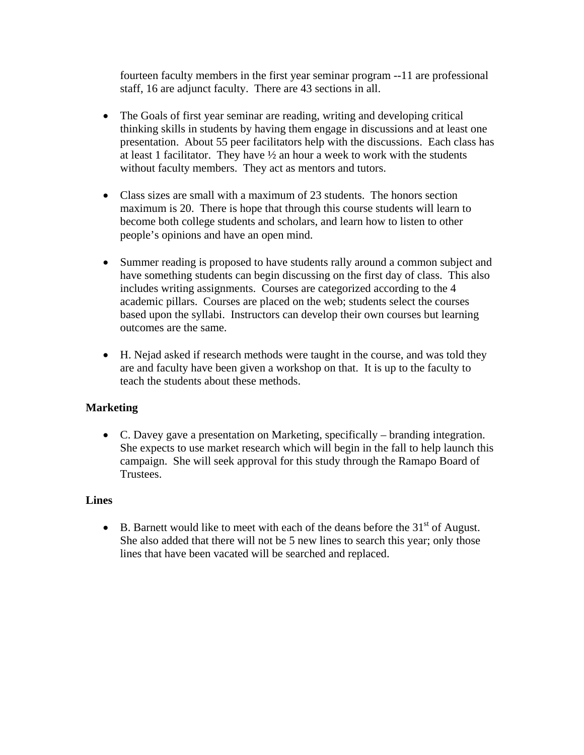fourteen faculty members in the first year seminar program --11 are professional staff, 16 are adjunct faculty.  There are 43 sections in all.

- The Goals of first year seminar are reading, writing and developing critical thinking skills in students by having them engage in discussions and at least one presentation.  About 55 peer facilitators help with the discussions.  Each class has at least 1 facilitator.  They have ½ an hour a week to work with the students without faculty members.  They act as mentors and tutors.

- Class sizes are small with a maximum of 23 students.  The honors section maximum is 20.  There is hope that through this course students will learn to become both college students and scholars, and learn how to listen to other people's opinions and have an open mind.

- Summer reading is proposed to have students rally around a common subject and have something students can begin discussing on the first day of class.  This also includes writing assignments.  Courses are categorized according to the 4 academic pillars.  Courses are placed on the web; students select the courses based upon the syllabi.  Instructors can develop their own courses but learning outcomes are the same.

- H. Nejad asked if research methods were taught in the course, and was told they are and faculty have been given a workshop on that.  It is up to the faculty to teach the students about these methods.

**Marketing**

- C. Davey gave a presentation on Marketing, specifically – branding integration.  She expects to use market research which will begin in the fall to help launch this campaign.  She will seek approval for this study through the Ramapo Board of Trustees.

**Lines**

- B. Barnett would like to meet with each of the deans before the 31st of August.  She also added that there will not be 5 new lines to search this year; only those lines that have been vacated will be searched and replaced.